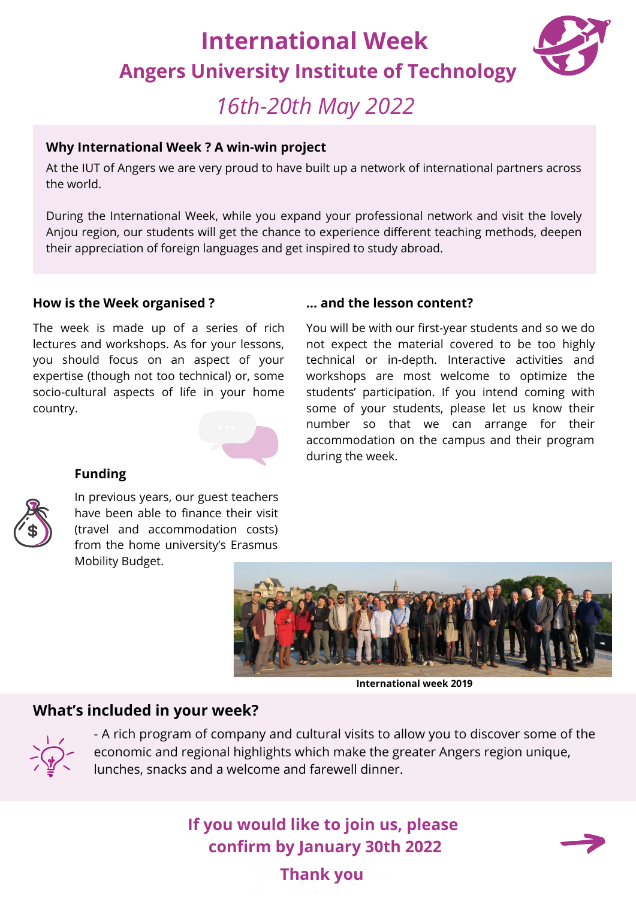# International Week

## Angers University Institute of Technology

*16th-20th May 2022*

### Why International Week ? A win-win project

At the IUT of Angers we are very proud to have built up a network of international partners across the world.

During the International Week, while you expand your professional network and visit the lovely Anjou region, our students will get the chance to experience different teaching methods, deepen their appreciation of foreign languages and get inspired to study abroad.

### How is the Week organised ?

The week is made up of a series of rich lectures and workshops. As for your lessons, you should focus on an aspect of your expertise (though not too technical) or, some socio-cultural aspects of life in your home country.

### ... and the lesson content?

You will be with our first-year students and so we do not expect the material covered to be too highly technical or in-depth. Interactive activities and workshops are most welcome to optimize the students' participation. If you intend coming with some of your students, please let us know their number so that we can arrange for their accommodation on the campus and their program during the week.

### Funding

In previous years, our guest teachers have been able to finance their visit (travel and accommodation costs) from the home university's Erasmus Mobility Budget.

International week 2019

### What's included in your week?

- A rich program of company and cultural visits to allow you to discover some of the economic and regional highlights which make the greater Angers region unique, lunches, snacks and a welcome and farewell dinner.

**If you would like to join us, please confirm by January 30th 2022**

**Thank you**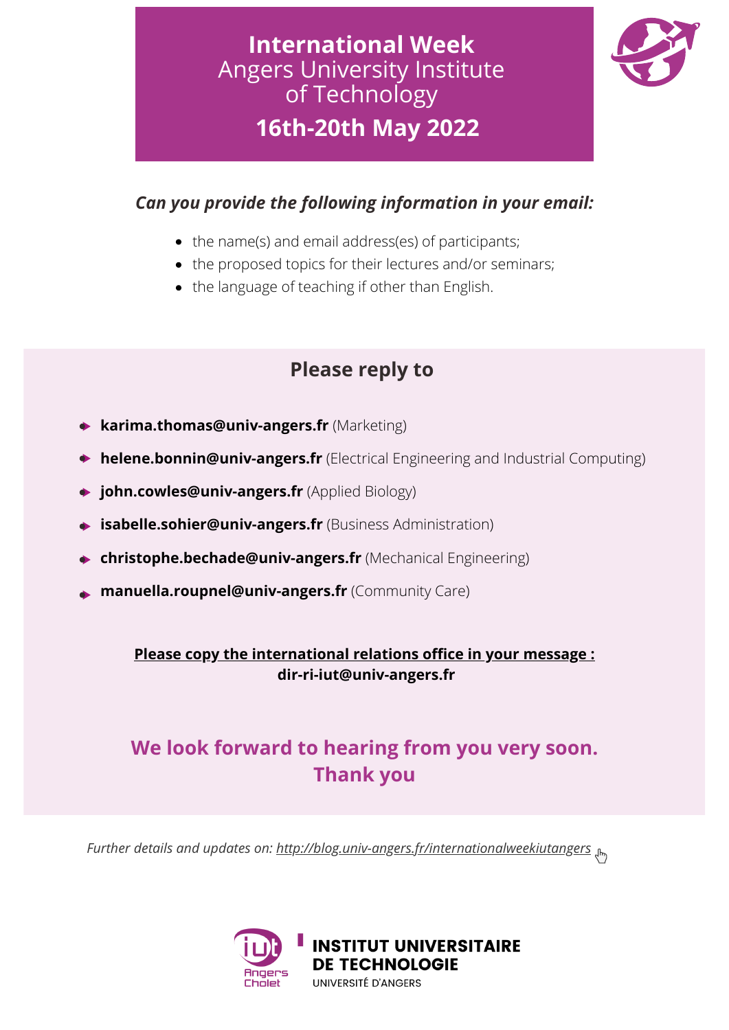# International Week
## Angers University Institute of Technology
## 16th-20th May 2022

***Can you provide the following information in your email:***

- the name(s) and email address(es) of participants;
- the proposed topics for their lectures and/or seminars;
- the language of teaching if other than English.

## Please reply to

- **karima.thomas@univ-angers.fr** (Marketing)
- **helene.bonnin@univ-angers.fr** (Electrical Engineering and Industrial Computing)
- **john.cowles@univ-angers.fr** (Applied Biology)
- **isabelle.sohier@univ-angers.fr** (Business Administration)
- **christophe.bechade@univ-angers.fr** (Mechanical Engineering)
- **manuella.roupnel@univ-angers.fr** (Community Care)

**Please copy the international relations office in your message :**
**dir-ri-iut@univ-angers.fr**

**We look forward to hearing from you very soon.**
**Thank you**

*Further details and updates on: http://blog.univ-angers.fr/internationalweekiutangers*

iut Angers Cholet

**INSTITUT UNIVERSITAIRE DE TECHNOLOGIE**
UNIVERSITÉ D'ANGERS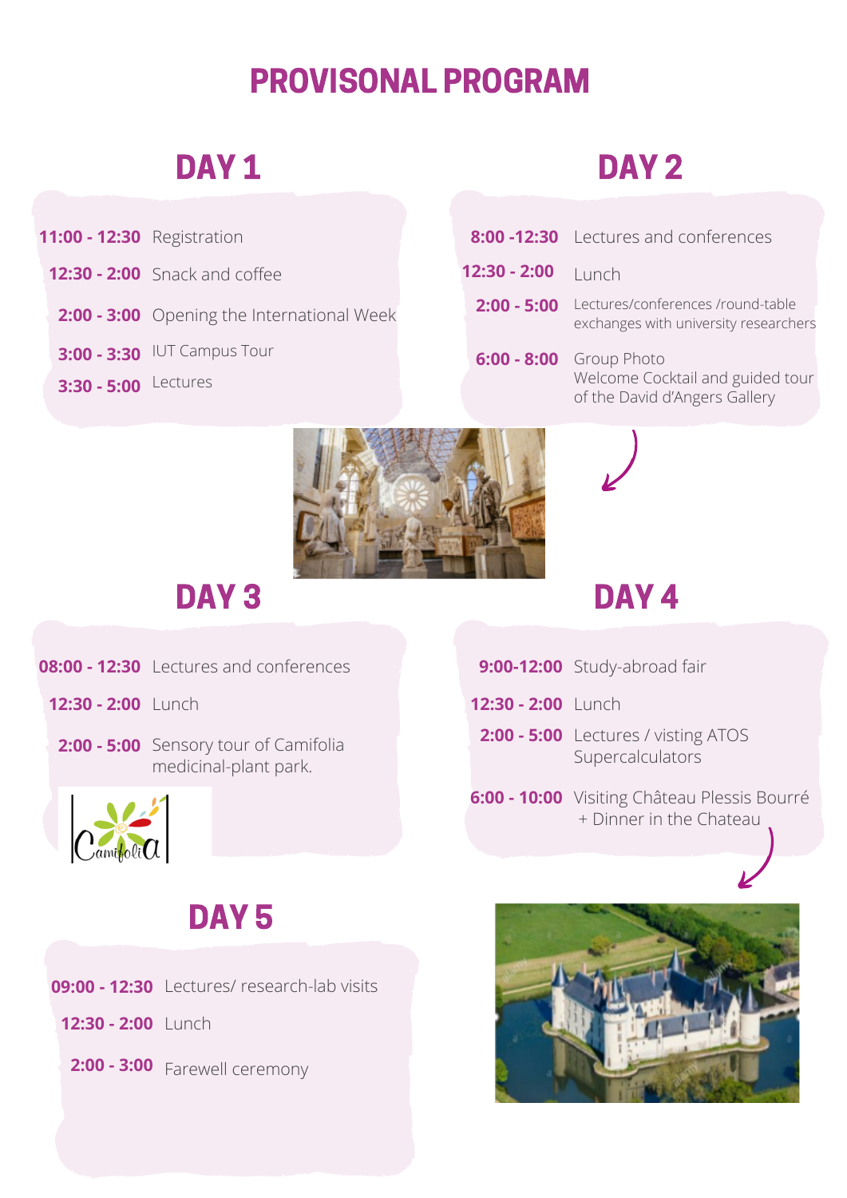# PROVISONAL PROGRAM

## DAY 1

**11:00 - 12:30** Registration

**12:30 - 2:00** Snack and coffee

**2:00 - 3:00** Opening the International Week

**3:00 - 3:30** IUT Campus Tour

**3:30 - 5:00** Lectures

## DAY 2

**8:00 -12:30** Lectures and conferences

**12:30 - 2:00** Lunch

**2:00 - 5:00** Lectures/conferences /round-table exchanges with university researchers

**6:00 - 8:00** Group Photo
Welcome Cocktail and guided tour of the David d'Angers Gallery

## DAY 3

**08:00 - 12:30** Lectures and conferences

**12:30 - 2:00** Lunch

**2:00 - 5:00** Sensory tour of Camifolia medicinal-plant park.

## DAY 4

**9:00-12:00** Study-abroad fair

**12:30 - 2:00** Lunch

**2:00 - 5:00** Lectures / visting ATOS Supercalculators

**6:00 - 10:00** Visiting Château Plessis Bourré + Dinner in the Chateau

## DAY 5

**09:00 - 12:30** Lectures/ research-lab visits

**12:30 - 2:00** Lunch

**2:00 - 3:00** Farewell ceremony